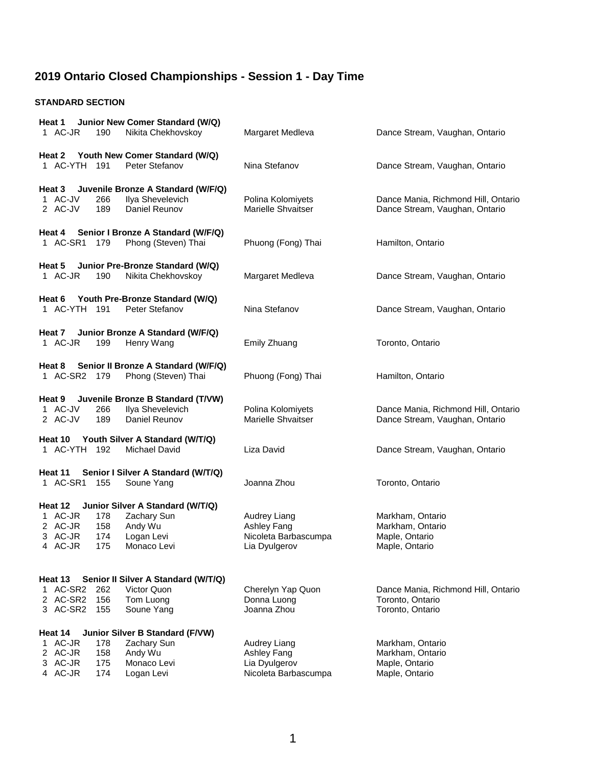# 2019 Ontario Closed Championships - Session 1 - Day Time

**STANDARD SECTION**

**Heat 1 Junior New Comer Standard (W/Q)**

| | | | | | |
|---|---|---|---|---|---|
| 1 | AC-JR | 190 | Nikita Chekhovskoy | Margaret Medleva | Dance Stream, Vaughan, Ontario |

**Heat 2 Youth New Comer Standard (W/Q)**

| | | | | | |
|---|---|---|---|---|---|
| 1 | AC-YTH | 191 | Peter Stefanov | Nina Stefanov | Dance Stream, Vaughan, Ontario |

**Heat 3 Juvenile Bronze A Standard (W/F/Q)**

| | | | | | |
|---|---|---|---|---|---|
| 1 | AC-JV | 266 | Ilya Shevelevich | Polina Kolomiyets | Dance Mania, Richmond Hill, Ontario |
| 2 | AC-JV | 189 | Daniel Reunov | Marielle Shvaitser | Dance Stream, Vaughan, Ontario |

**Heat 4 Senior I Bronze A Standard (W/F/Q)**

| | | | | | |
|---|---|---|---|---|---|
| 1 | AC-SR1 | 179 | Phong (Steven) Thai | Phuong (Fong) Thai | Hamilton, Ontario |

**Heat 5 Junior Pre-Bronze Standard (W/Q)**

| | | | | | |
|---|---|---|---|---|---|
| 1 | AC-JR | 190 | Nikita Chekhovskoy | Margaret Medleva | Dance Stream, Vaughan, Ontario |

**Heat 6 Youth Pre-Bronze Standard (W/Q)**

| | | | | | |
|---|---|---|---|---|---|
| 1 | AC-YTH | 191 | Peter Stefanov | Nina Stefanov | Dance Stream, Vaughan, Ontario |

**Heat 7 Junior Bronze A Standard (W/F/Q)**

| | | | | | |
|---|---|---|---|---|---|
| 1 | AC-JR | 199 | Henry Wang | Emily Zhuang | Toronto, Ontario |

**Heat 8 Senior II Bronze A Standard (W/F/Q)**

| | | | | | |
|---|---|---|---|---|---|
| 1 | AC-SR2 | 179 | Phong (Steven) Thai | Phuong (Fong) Thai | Hamilton, Ontario |

**Heat 9 Juvenile Bronze B Standard (T/VW)**

| | | | | | |
|---|---|---|---|---|---|
| 1 | AC-JV | 266 | Ilya Shevelevich | Polina Kolomiyets | Dance Mania, Richmond Hill, Ontario |
| 2 | AC-JV | 189 | Daniel Reunov | Marielle Shvaitser | Dance Stream, Vaughan, Ontario |

**Heat 10 Youth Silver A Standard (W/T/Q)**

| | | | | | |
|---|---|---|---|---|---|
| 1 | AC-YTH | 192 | Michael David | Liza David | Dance Stream, Vaughan, Ontario |

**Heat 11 Senior I Silver A Standard (W/T/Q)**

| | | | | | |
|---|---|---|---|---|---|
| 1 | AC-SR1 | 155 | Soune Yang | Joanna Zhou | Toronto, Ontario |

**Heat 12 Junior Silver A Standard (W/T/Q)**

| | | | | | |
|---|---|---|---|---|---|
| 1 | AC-JR | 178 | Zachary Sun | Audrey Liang | Markham, Ontario |
| 2 | AC-JR | 158 | Andy Wu | Ashley Fang | Markham, Ontario |
| 3 | AC-JR | 174 | Logan Levi | Nicoleta Barbascumpa | Maple, Ontario |
| 4 | AC-JR | 175 | Monaco Levi | Lia Dyulgerov | Maple, Ontario |

**Heat 13 Senior II Silver A Standard (W/T/Q)**

| | | | | | |
|---|---|---|---|---|---|
| 1 | AC-SR2 | 262 | Victor Quon | Cherelyn Yap Quon | Dance Mania, Richmond Hill, Ontario |
| 2 | AC-SR2 | 156 | Tom Luong | Donna Luong | Toronto, Ontario |
| 3 | AC-SR2 | 155 | Soune Yang | Joanna Zhou | Toronto, Ontario |

**Heat 14 Junior Silver B Standard (F/VW)**

| | | | | | |
|---|---|---|---|---|---|
| 1 | AC-JR | 178 | Zachary Sun | Audrey Liang | Markham, Ontario |
| 2 | AC-JR | 158 | Andy Wu | Ashley Fang | Markham, Ontario |
| 3 | AC-JR | 175 | Monaco Levi | Lia Dyulgerov | Maple, Ontario |
| 4 | AC-JR | 174 | Logan Levi | Nicoleta Barbascumpa | Maple, Ontario |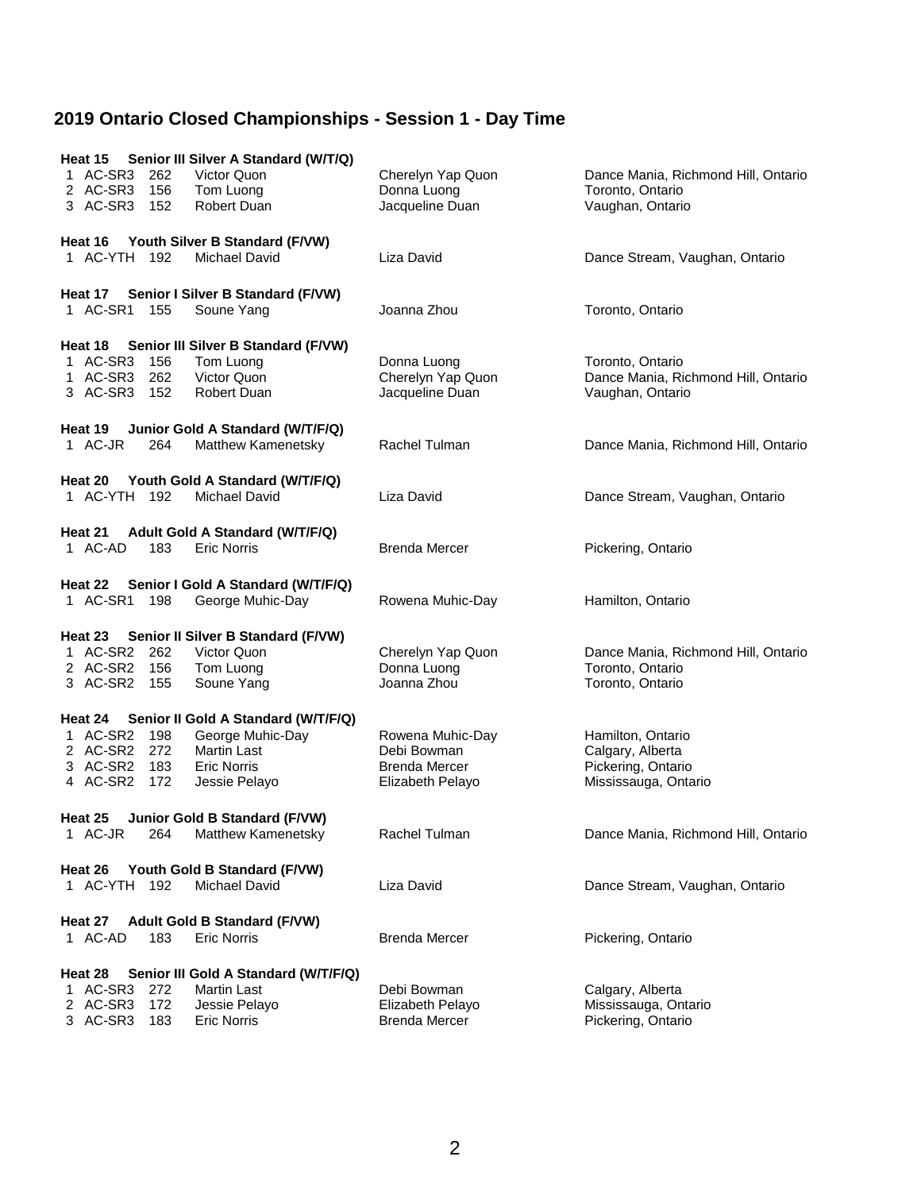# 2019 Ontario Closed Championships - Session 1 - Day Time

**Heat 15 Senior III Silver A Standard (W/T/Q)**

| | | | | | |
|---|---|---|---|---|---|
| 1 | AC-SR3 | 262 | Victor Quon | Cherelyn Yap Quon | Dance Mania, Richmond Hill, Ontario |
| 2 | AC-SR3 | 156 | Tom Luong | Donna Luong | Toronto, Ontario |
| 3 | AC-SR3 | 152 | Robert Duan | Jacqueline Duan | Vaughan, Ontario |

**Heat 16 Youth Silver B Standard (F/VW)**

| | | | | | |
|---|---|---|---|---|---|
| 1 | AC-YTH | 192 | Michael David | Liza David | Dance Stream, Vaughan, Ontario |

**Heat 17 Senior I Silver B Standard (F/VW)**

| | | | | | |
|---|---|---|---|---|---|
| 1 | AC-SR1 | 155 | Soune Yang | Joanna Zhou | Toronto, Ontario |

**Heat 18 Senior III Silver B Standard (F/VW)**

| | | | | | |
|---|---|---|---|---|---|
| 1 | AC-SR3 | 156 | Tom Luong | Donna Luong | Toronto, Ontario |
| 1 | AC-SR3 | 262 | Victor Quon | Cherelyn Yap Quon | Dance Mania, Richmond Hill, Ontario |
| 3 | AC-SR3 | 152 | Robert Duan | Jacqueline Duan | Vaughan, Ontario |

**Heat 19 Junior Gold A Standard (W/T/F/Q)**

| | | | | | |
|---|---|---|---|---|---|
| 1 | AC-JR | 264 | Matthew Kamenetsky | Rachel Tulman | Dance Mania, Richmond Hill, Ontario |

**Heat 20 Youth Gold A Standard (W/T/F/Q)**

| | | | | | |
|---|---|---|---|---|---|
| 1 | AC-YTH | 192 | Michael David | Liza David | Dance Stream, Vaughan, Ontario |

**Heat 21 Adult Gold A Standard (W/T/F/Q)**

| | | | | | |
|---|---|---|---|---|---|
| 1 | AC-AD | 183 | Eric Norris | Brenda Mercer | Pickering, Ontario |

**Heat 22 Senior I Gold A Standard (W/T/F/Q)**

| | | | | | |
|---|---|---|---|---|---|
| 1 | AC-SR1 | 198 | George Muhic-Day | Rowena Muhic-Day | Hamilton, Ontario |

**Heat 23 Senior II Silver B Standard (F/VW)**

| | | | | | |
|---|---|---|---|---|---|
| 1 | AC-SR2 | 262 | Victor Quon | Cherelyn Yap Quon | Dance Mania, Richmond Hill, Ontario |
| 2 | AC-SR2 | 156 | Tom Luong | Donna Luong | Toronto, Ontario |
| 3 | AC-SR2 | 155 | Soune Yang | Joanna Zhou | Toronto, Ontario |

**Heat 24 Senior II Gold A Standard (W/T/F/Q)**

| | | | | | |
|---|---|---|---|---|---|
| 1 | AC-SR2 | 198 | George Muhic-Day | Rowena Muhic-Day | Hamilton, Ontario |
| 2 | AC-SR2 | 272 | Martin Last | Debi Bowman | Calgary, Alberta |
| 3 | AC-SR2 | 183 | Eric Norris | Brenda Mercer | Pickering, Ontario |
| 4 | AC-SR2 | 172 | Jessie Pelayo | Elizabeth Pelayo | Mississauga, Ontario |

**Heat 25 Junior Gold B Standard (F/VW)**

| | | | | | |
|---|---|---|---|---|---|
| 1 | AC-JR | 264 | Matthew Kamenetsky | Rachel Tulman | Dance Mania, Richmond Hill, Ontario |

**Heat 26 Youth Gold B Standard (F/VW)**

| | | | | | |
|---|---|---|---|---|---|
| 1 | AC-YTH | 192 | Michael David | Liza David | Dance Stream, Vaughan, Ontario |

**Heat 27 Adult Gold B Standard (F/VW)**

| | | | | | |
|---|---|---|---|---|---|
| 1 | AC-AD | 183 | Eric Norris | Brenda Mercer | Pickering, Ontario |

**Heat 28 Senior III Gold A Standard (W/T/F/Q)**

| | | | | | |
|---|---|---|---|---|---|
| 1 | AC-SR3 | 272 | Martin Last | Debi Bowman | Calgary, Alberta |
| 2 | AC-SR3 | 172 | Jessie Pelayo | Elizabeth Pelayo | Mississauga, Ontario |
| 3 | AC-SR3 | 183 | Eric Norris | Brenda Mercer | Pickering, Ontario |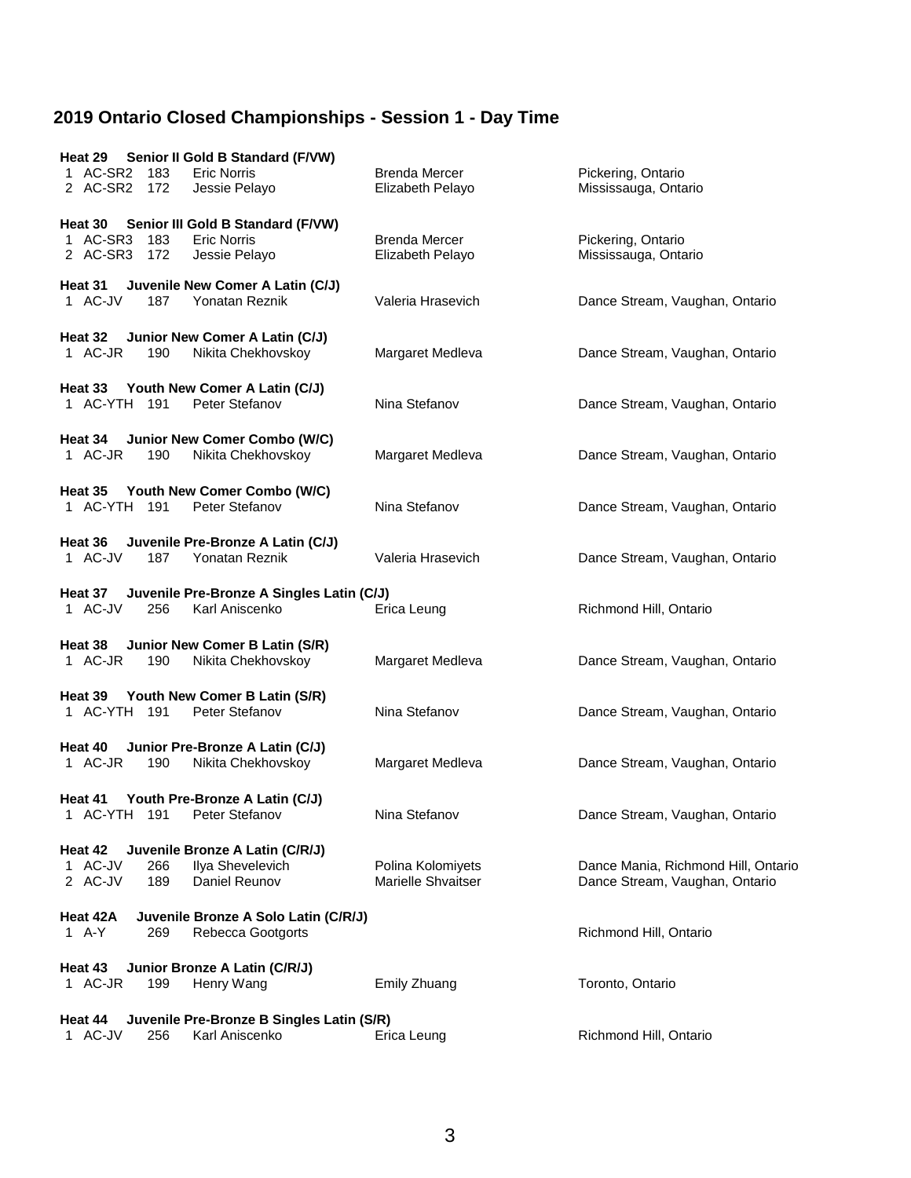# 2019 Ontario Closed Championships - Session 1 - Day Time

**Heat 29 Senior II Gold B Standard (F/VW)**

| | | | | | |
|---|---|---|---|---|---|
| 1 | AC-SR2 | 183 | Eric Norris | Brenda Mercer | Pickering, Ontario |
| 2 | AC-SR2 | 172 | Jessie Pelayo | Elizabeth Pelayo | Mississauga, Ontario |

**Heat 30 Senior III Gold B Standard (F/VW)**

| | | | | | |
|---|---|---|---|---|---|
| 1 | AC-SR3 | 183 | Eric Norris | Brenda Mercer | Pickering, Ontario |
| 2 | AC-SR3 | 172 | Jessie Pelayo | Elizabeth Pelayo | Mississauga, Ontario |

**Heat 31 Juvenile New Comer A Latin (C/J)**

| | | | | | |
|---|---|---|---|---|---|
| 1 | AC-JV | 187 | Yonatan Reznik | Valeria Hrasevich | Dance Stream, Vaughan, Ontario |

**Heat 32 Junior New Comer A Latin (C/J)**

| | | | | | |
|---|---|---|---|---|---|
| 1 | AC-JR | 190 | Nikita Chekhovskoy | Margaret Medleva | Dance Stream, Vaughan, Ontario |

**Heat 33 Youth New Comer A Latin (C/J)**

| | | | | | |
|---|---|---|---|---|---|
| 1 | AC-YTH | 191 | Peter Stefanov | Nina Stefanov | Dance Stream, Vaughan, Ontario |

**Heat 34 Junior New Comer Combo (W/C)**

| | | | | | |
|---|---|---|---|---|---|
| 1 | AC-JR | 190 | Nikita Chekhovskoy | Margaret Medleva | Dance Stream, Vaughan, Ontario |

**Heat 35 Youth New Comer Combo (W/C)**

| | | | | | |
|---|---|---|---|---|---|
| 1 | AC-YTH | 191 | Peter Stefanov | Nina Stefanov | Dance Stream, Vaughan, Ontario |

**Heat 36 Juvenile Pre-Bronze A Latin (C/J)**

| | | | | | |
|---|---|---|---|---|---|
| 1 | AC-JV | 187 | Yonatan Reznik | Valeria Hrasevich | Dance Stream, Vaughan, Ontario |

**Heat 37 Juvenile Pre-Bronze A Singles Latin (C/J)**

| | | | | | |
|---|---|---|---|---|---|
| 1 | AC-JV | 256 | Karl Aniscenko | Erica Leung | Richmond Hill, Ontario |

**Heat 38 Junior New Comer B Latin (S/R)**

| | | | | | |
|---|---|---|---|---|---|
| 1 | AC-JR | 190 | Nikita Chekhovskoy | Margaret Medleva | Dance Stream, Vaughan, Ontario |

**Heat 39 Youth New Comer B Latin (S/R)**

| | | | | | |
|---|---|---|---|---|---|
| 1 | AC-YTH | 191 | Peter Stefanov | Nina Stefanov | Dance Stream, Vaughan, Ontario |

**Heat 40 Junior Pre-Bronze A Latin (C/J)**

| | | | | | |
|---|---|---|---|---|---|
| 1 | AC-JR | 190 | Nikita Chekhovskoy | Margaret Medleva | Dance Stream, Vaughan, Ontario |

**Heat 41 Youth Pre-Bronze A Latin (C/J)**

| | | | | | |
|---|---|---|---|---|---|
| 1 | AC-YTH | 191 | Peter Stefanov | Nina Stefanov | Dance Stream, Vaughan, Ontario |

**Heat 42 Juvenile Bronze A Latin (C/R/J)**

| | | | | | |
|---|---|---|---|---|---|
| 1 | AC-JV | 266 | Ilya Shevelevich | Polina Kolomiyets | Dance Mania, Richmond Hill, Ontario |
| 2 | AC-JV | 189 | Daniel Reunov | Marielle Shvaitser | Dance Stream, Vaughan, Ontario |

**Heat 42A Juvenile Bronze A Solo Latin (C/R/J)**

| | | | | | |
|---|---|---|---|---|---|
| 1 | A-Y | 269 | Rebecca Gootgorts | | Richmond Hill, Ontario |

**Heat 43 Junior Bronze A Latin (C/R/J)**

| | | | | | |
|---|---|---|---|---|---|
| 1 | AC-JR | 199 | Henry Wang | Emily Zhuang | Toronto, Ontario |

**Heat 44 Juvenile Pre-Bronze B Singles Latin (S/R)**

| | | | | | |
|---|---|---|---|---|---|
| 1 | AC-JV | 256 | Karl Aniscenko | Erica Leung | Richmond Hill, Ontario |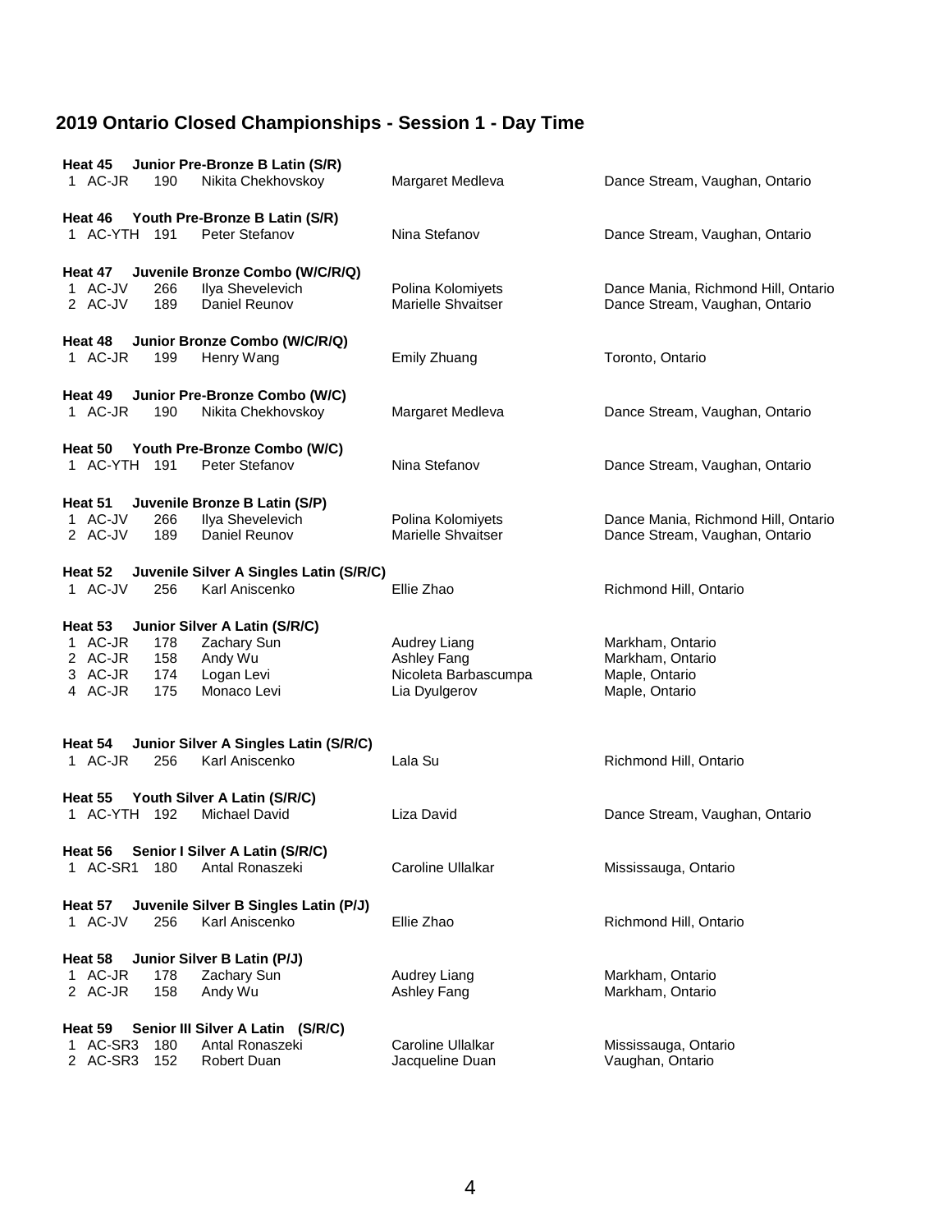## 2019 Ontario Closed Championships - Session 1 - Day Time

**Heat 45 Junior Pre-Bronze B Latin (S/R)**

| | | | | | |
|---|---|---|---|---|---|
| 1 | AC-JR | 190 | Nikita Chekhovskoy | Margaret Medleva | Dance Stream, Vaughan, Ontario |

**Heat 46 Youth Pre-Bronze B Latin (S/R)**

| | | | | | |
|---|---|---|---|---|---|
| 1 | AC-YTH | 191 | Peter Stefanov | Nina Stefanov | Dance Stream, Vaughan, Ontario |

**Heat 47 Juvenile Bronze Combo (W/C/R/Q)**

| | | | | | |
|---|---|---|---|---|---|
| 1 | AC-JV | 266 | Ilya Shevelevich | Polina Kolomiyets | Dance Mania, Richmond Hill, Ontario |
| 2 | AC-JV | 189 | Daniel Reunov | Marielle Shvaitser | Dance Stream, Vaughan, Ontario |

**Heat 48 Junior Bronze Combo (W/C/R/Q)**

| | | | | | |
|---|---|---|---|---|---|
| 1 | AC-JR | 199 | Henry Wang | Emily Zhuang | Toronto, Ontario |

**Heat 49 Junior Pre-Bronze Combo (W/C)**

| | | | | | |
|---|---|---|---|---|---|
| 1 | AC-JR | 190 | Nikita Chekhovskoy | Margaret Medleva | Dance Stream, Vaughan, Ontario |

**Heat 50 Youth Pre-Bronze Combo (W/C)**

| | | | | | |
|---|---|---|---|---|---|
| 1 | AC-YTH | 191 | Peter Stefanov | Nina Stefanov | Dance Stream, Vaughan, Ontario |

**Heat 51 Juvenile Bronze B Latin (S/P)**

| | | | | | |
|---|---|---|---|---|---|
| 1 | AC-JV | 266 | Ilya Shevelevich | Polina Kolomiyets | Dance Mania, Richmond Hill, Ontario |
| 2 | AC-JV | 189 | Daniel Reunov | Marielle Shvaitser | Dance Stream, Vaughan, Ontario |

**Heat 52 Juvenile Silver A Singles Latin (S/R/C)**

| | | | | | |
|---|---|---|---|---|---|
| 1 | AC-JV | 256 | Karl Aniscenko | Ellie Zhao | Richmond Hill, Ontario |

**Heat 53 Junior Silver A Latin (S/R/C)**

| | | | | | |
|---|---|---|---|---|---|
| 1 | AC-JR | 178 | Zachary Sun | Audrey Liang | Markham, Ontario |
| 2 | AC-JR | 158 | Andy Wu | Ashley Fang | Markham, Ontario |
| 3 | AC-JR | 174 | Logan Levi | Nicoleta Barbascumpa | Maple, Ontario |
| 4 | AC-JR | 175 | Monaco Levi | Lia Dyulgerov | Maple, Ontario |

**Heat 54 Junior Silver A Singles Latin (S/R/C)**

| | | | | | |
|---|---|---|---|---|---|
| 1 | AC-JR | 256 | Karl Aniscenko | Lala Su | Richmond Hill, Ontario |

**Heat 55 Youth Silver A Latin (S/R/C)**

| | | | | | |
|---|---|---|---|---|---|
| 1 | AC-YTH | 192 | Michael David | Liza David | Dance Stream, Vaughan, Ontario |

**Heat 56 Senior I Silver A Latin (S/R/C)**

| | | | | | |
|---|---|---|---|---|---|
| 1 | AC-SR1 | 180 | Antal Ronaszeki | Caroline Ullalkar | Mississauga, Ontario |

**Heat 57 Juvenile Silver B Singles Latin (P/J)**

| | | | | | |
|---|---|---|---|---|---|
| 1 | AC-JV | 256 | Karl Aniscenko | Ellie Zhao | Richmond Hill, Ontario |

**Heat 58 Junior Silver B Latin (P/J)**

| | | | | | |
|---|---|---|---|---|---|
| 1 | AC-JR | 178 | Zachary Sun | Audrey Liang | Markham, Ontario |
| 2 | AC-JR | 158 | Andy Wu | Ashley Fang | Markham, Ontario |

**Heat 59 Senior III Silver A Latin (S/R/C)**

| | | | | | |
|---|---|---|---|---|---|
| 1 | AC-SR3 | 180 | Antal Ronaszeki | Caroline Ullalkar | Mississauga, Ontario |
| 2 | AC-SR3 | 152 | Robert Duan | Jacqueline Duan | Vaughan, Ontario |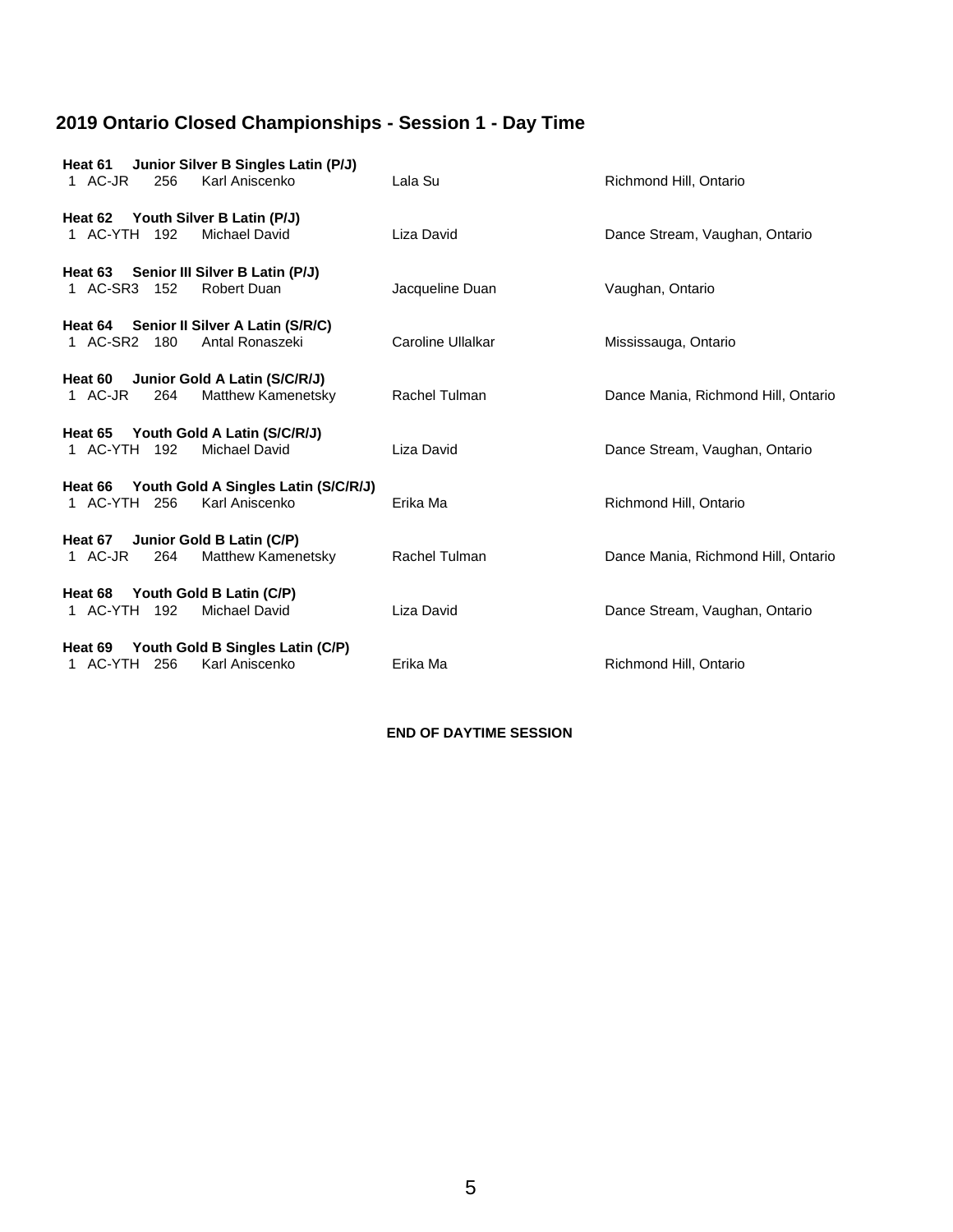## 2019 Ontario Closed Championships - Session 1 - Day Time

**Heat 61 Junior Silver B Singles Latin (P/J)**

| | | | | | |
|---|---|---|---|---|---|
| 1 | AC-JR | 256 | Karl Aniscenko | Lala Su | Richmond Hill, Ontario |

**Heat 62 Youth Silver B Latin (P/J)**

| | | | | | |
|---|---|---|---|---|---|
| 1 | AC-YTH | 192 | Michael David | Liza David | Dance Stream, Vaughan, Ontario |

**Heat 63 Senior III Silver B Latin (P/J)**

| | | | | | |
|---|---|---|---|---|---|
| 1 | AC-SR3 | 152 | Robert Duan | Jacqueline Duan | Vaughan, Ontario |

**Heat 64 Senior II Silver A Latin (S/R/C)**

| | | | | | |
|---|---|---|---|---|---|
| 1 | AC-SR2 | 180 | Antal Ronaszeki | Caroline Ullalkar | Mississauga, Ontario |

**Heat 60 Junior Gold A Latin (S/C/R/J)**

| | | | | | |
|---|---|---|---|---|---|
| 1 | AC-JR | 264 | Matthew Kamenetsky | Rachel Tulman | Dance Mania, Richmond Hill, Ontario |

**Heat 65 Youth Gold A Latin (S/C/R/J)**

| | | | | | |
|---|---|---|---|---|---|
| 1 | AC-YTH | 192 | Michael David | Liza David | Dance Stream, Vaughan, Ontario |

**Heat 66 Youth Gold A Singles Latin (S/C/R/J)**

| | | | | | |
|---|---|---|---|---|---|
| 1 | AC-YTH | 256 | Karl Aniscenko | Erika Ma | Richmond Hill, Ontario |

**Heat 67 Junior Gold B Latin (C/P)**

| | | | | | |
|---|---|---|---|---|---|
| 1 | AC-JR | 264 | Matthew Kamenetsky | Rachel Tulman | Dance Mania, Richmond Hill, Ontario |

**Heat 68 Youth Gold B Latin (C/P)**

| | | | | | |
|---|---|---|---|---|---|
| 1 | AC-YTH | 192 | Michael David | Liza David | Dance Stream, Vaughan, Ontario |

**Heat 69 Youth Gold B Singles Latin (C/P)**

| | | | | | |
|---|---|---|---|---|---|
| 1 | AC-YTH | 256 | Karl Aniscenko | Erika Ma | Richmond Hill, Ontario |

**END OF DAYTIME SESSION**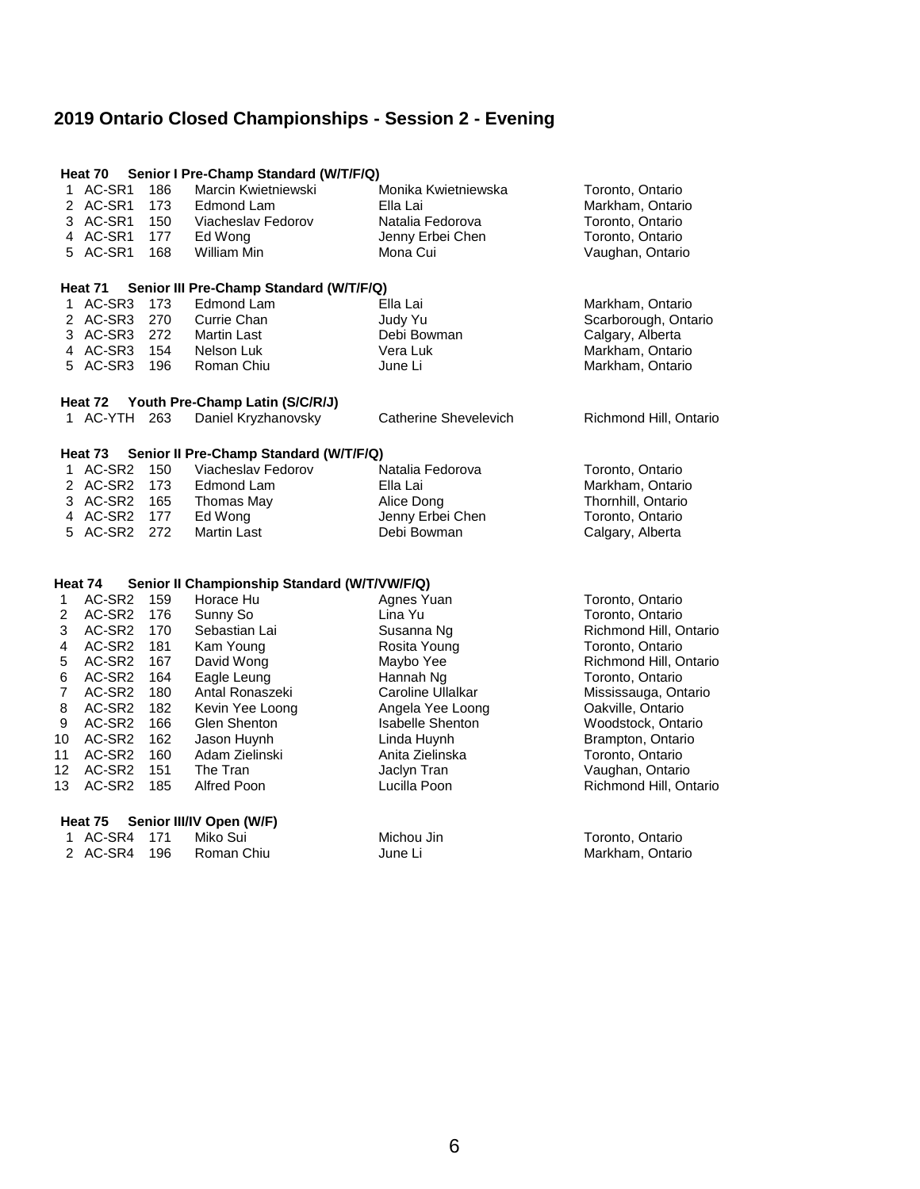# 2019 Ontario Closed Championships - Session 2 - Evening

**Heat 70 Senior I Pre-Champ Standard (W/T/F/Q)**

| | | | | | |
|---|---|---|---|---|---|
| 1 | AC-SR1 | 186 | Marcin Kwietniewski | Monika Kwietniewska | Toronto, Ontario |
| 2 | AC-SR1 | 173 | Edmond Lam | Ella Lai | Markham, Ontario |
| 3 | AC-SR1 | 150 | Viacheslav Fedorov | Natalia Fedorova | Toronto, Ontario |
| 4 | AC-SR1 | 177 | Ed Wong | Jenny Erbei Chen | Toronto, Ontario |
| 5 | AC-SR1 | 168 | William Min | Mona Cui | Vaughan, Ontario |

**Heat 71 Senior III Pre-Champ Standard (W/T/F/Q)**

| | | | | | |
|---|---|---|---|---|---|
| 1 | AC-SR3 | 173 | Edmond Lam | Ella Lai | Markham, Ontario |
| 2 | AC-SR3 | 270 | Currie Chan | Judy Yu | Scarborough, Ontario |
| 3 | AC-SR3 | 272 | Martin Last | Debi Bowman | Calgary, Alberta |
| 4 | AC-SR3 | 154 | Nelson Luk | Vera Luk | Markham, Ontario |
| 5 | AC-SR3 | 196 | Roman Chiu | June Li | Markham, Ontario |

**Heat 72 Youth Pre-Champ Latin (S/C/R/J)**

| | | | | | |
|---|---|---|---|---|---|
| 1 | AC-YTH | 263 | Daniel Kryzhanovsky | Catherine Shevelevich | Richmond Hill, Ontario |

**Heat 73 Senior II Pre-Champ Standard (W/T/F/Q)**

| | | | | | |
|---|---|---|---|---|---|
| 1 | AC-SR2 | 150 | Viacheslav Fedorov | Natalia Fedorova | Toronto, Ontario |
| 2 | AC-SR2 | 173 | Edmond Lam | Ella Lai | Markham, Ontario |
| 3 | AC-SR2 | 165 | Thomas May | Alice Dong | Thornhill, Ontario |
| 4 | AC-SR2 | 177 | Ed Wong | Jenny Erbei Chen | Toronto, Ontario |
| 5 | AC-SR2 | 272 | Martin Last | Debi Bowman | Calgary, Alberta |

**Heat 74 Senior II Championship Standard (W/T/VW/F/Q)**

| | | | | | |
|---|---|---|---|---|---|
| 1 | AC-SR2 | 159 | Horace Hu | Agnes Yuan | Toronto, Ontario |
| 2 | AC-SR2 | 176 | Sunny So | Lina Yu | Toronto, Ontario |
| 3 | AC-SR2 | 170 | Sebastian Lai | Susanna Ng | Richmond Hill, Ontario |
| 4 | AC-SR2 | 181 | Kam Young | Rosita Young | Toronto, Ontario |
| 5 | AC-SR2 | 167 | David Wong | Maybo Yee | Richmond Hill, Ontario |
| 6 | AC-SR2 | 164 | Eagle Leung | Hannah Ng | Toronto, Ontario |
| 7 | AC-SR2 | 180 | Antal Ronaszeki | Caroline Ullalkar | Mississauga, Ontario |
| 8 | AC-SR2 | 182 | Kevin Yee Loong | Angela Yee Loong | Oakville, Ontario |
| 9 | AC-SR2 | 166 | Glen Shenton | Isabelle Shenton | Woodstock, Ontario |
| 10 | AC-SR2 | 162 | Jason Huynh | Linda Huynh | Brampton, Ontario |
| 11 | AC-SR2 | 160 | Adam Zielinski | Anita Zielinska | Toronto, Ontario |
| 12 | AC-SR2 | 151 | The Tran | Jaclyn Tran | Vaughan, Ontario |
| 13 | AC-SR2 | 185 | Alfred Poon | Lucilla Poon | Richmond Hill, Ontario |

**Heat 75 Senior III/IV Open (W/F)**

| | | | | | |
|---|---|---|---|---|---|
| 1 | AC-SR4 | 171 | Miko Sui | Michou Jin | Toronto, Ontario |
| 2 | AC-SR4 | 196 | Roman Chiu | June Li | Markham, Ontario |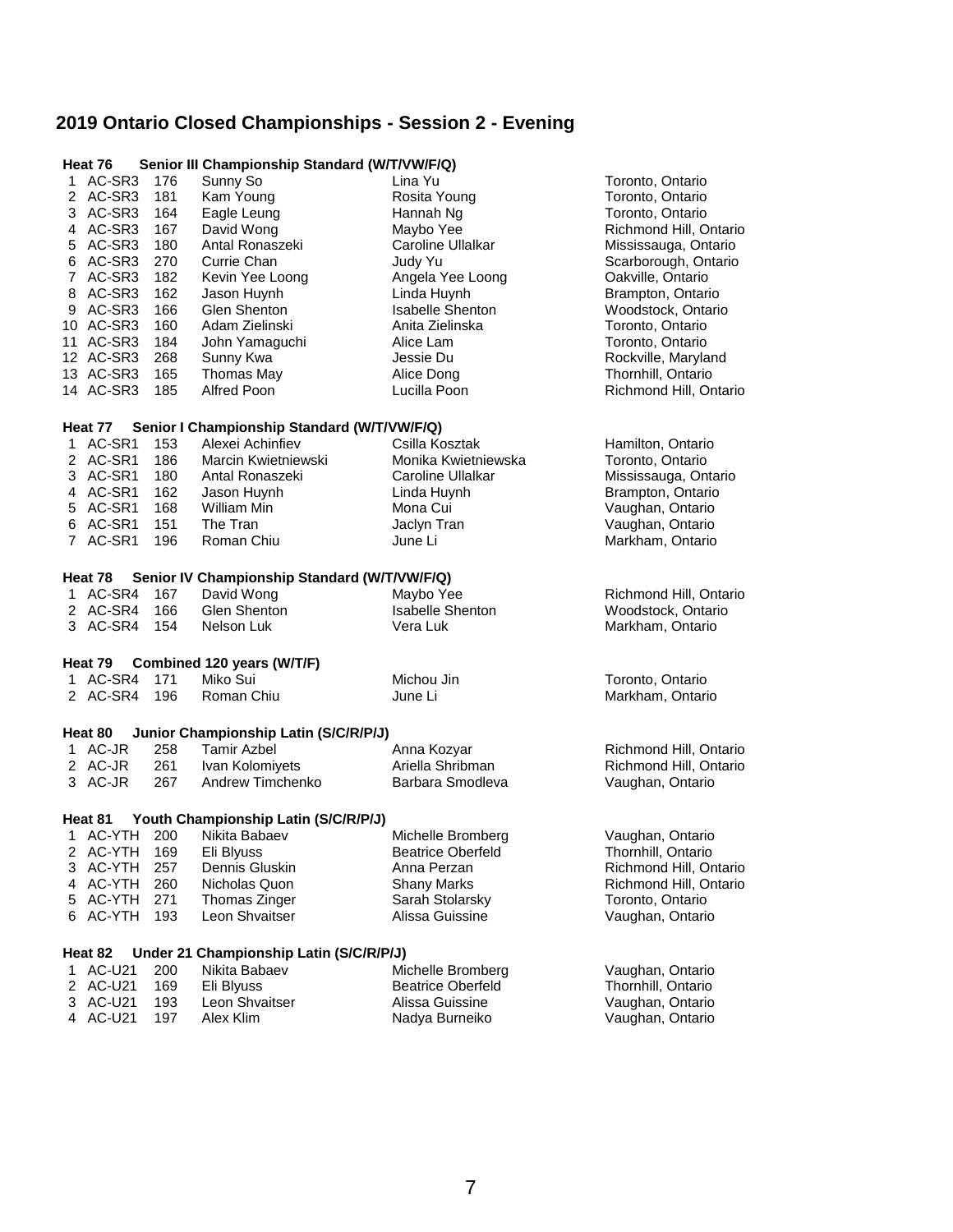# 2019 Ontario Closed Championships - Session 2 - Evening

### Heat 76 Senior III Championship Standard (W/T/VW/F/Q)

| # | Category | No. | Leader | Partner | Location |
|---|---|---|---|---|---|
| 1 | AC-SR3 | 176 | Sunny So | Lina Yu | Toronto, Ontario |
| 2 | AC-SR3 | 181 | Kam Young | Rosita Young | Toronto, Ontario |
| 3 | AC-SR3 | 164 | Eagle Leung | Hannah Ng | Toronto, Ontario |
| 4 | AC-SR3 | 167 | David Wong | Maybo Yee | Richmond Hill, Ontario |
| 5 | AC-SR3 | 180 | Antal Ronaszeki | Caroline Ullalkar | Mississauga, Ontario |
| 6 | AC-SR3 | 270 | Currie Chan | Judy Yu | Scarborough, Ontario |
| 7 | AC-SR3 | 182 | Kevin Yee Loong | Angela Yee Loong | Oakville, Ontario |
| 8 | AC-SR3 | 162 | Jason Huynh | Linda Huynh | Brampton, Ontario |
| 9 | AC-SR3 | 166 | Glen Shenton | Isabelle Shenton | Woodstock, Ontario |
| 10 | AC-SR3 | 160 | Adam Zielinski | Anita Zielinska | Toronto, Ontario |
| 11 | AC-SR3 | 184 | John Yamaguchi | Alice Lam | Toronto, Ontario |
| 12 | AC-SR3 | 268 | Sunny Kwa | Jessie Du | Rockville, Maryland |
| 13 | AC-SR3 | 165 | Thomas May | Alice Dong | Thornhill, Ontario |
| 14 | AC-SR3 | 185 | Alfred Poon | Lucilla Poon | Richmond Hill, Ontario |

### Heat 77 Senior I Championship Standard (W/T/VW/F/Q)

| # | Category | No. | Leader | Partner | Location |
|---|---|---|---|---|---|
| 1 | AC-SR1 | 153 | Alexei Achinfiev | Csilla Kosztak | Hamilton, Ontario |
| 2 | AC-SR1 | 186 | Marcin Kwietniewski | Monika Kwietniewska | Toronto, Ontario |
| 3 | AC-SR1 | 180 | Antal Ronaszeki | Caroline Ullalkar | Mississauga, Ontario |
| 4 | AC-SR1 | 162 | Jason Huynh | Linda Huynh | Brampton, Ontario |
| 5 | AC-SR1 | 168 | William Min | Mona Cui | Vaughan, Ontario |
| 6 | AC-SR1 | 151 | The Tran | Jaclyn Tran | Vaughan, Ontario |
| 7 | AC-SR1 | 196 | Roman Chiu | June Li | Markham, Ontario |

### Heat 78 Senior IV Championship Standard (W/T/VW/F/Q)

| # | Category | No. | Leader | Partner | Location |
|---|---|---|---|---|---|
| 1 | AC-SR4 | 167 | David Wong | Maybo Yee | Richmond Hill, Ontario |
| 2 | AC-SR4 | 166 | Glen Shenton | Isabelle Shenton | Woodstock, Ontario |
| 3 | AC-SR4 | 154 | Nelson Luk | Vera Luk | Markham, Ontario |

### Heat 79 Combined 120 years (W/T/F)

| # | Category | No. | Leader | Partner | Location |
|---|---|---|---|---|---|
| 1 | AC-SR4 | 171 | Miko Sui | Michou Jin | Toronto, Ontario |
| 2 | AC-SR4 | 196 | Roman Chiu | June Li | Markham, Ontario |

### Heat 80 Junior Championship Latin (S/C/R/P/J)

| # | Category | No. | Leader | Partner | Location |
|---|---|---|---|---|---|
| 1 | AC-JR | 258 | Tamir Azbel | Anna Kozyar | Richmond Hill, Ontario |
| 2 | AC-JR | 261 | Ivan Kolomiyets | Ariella Shribman | Richmond Hill, Ontario |
| 3 | AC-JR | 267 | Andrew Timchenko | Barbara Smodleva | Vaughan, Ontario |

### Heat 81 Youth Championship Latin (S/C/R/P/J)

| # | Category | No. | Leader | Partner | Location |
|---|---|---|---|---|---|
| 1 | AC-YTH | 200 | Nikita Babaev | Michelle Bromberg | Vaughan, Ontario |
| 2 | AC-YTH | 169 | Eli Blyuss | Beatrice Oberfeld | Thornhill, Ontario |
| 3 | AC-YTH | 257 | Dennis Gluskin | Anna Perzan | Richmond Hill, Ontario |
| 4 | AC-YTH | 260 | Nicholas Quon | Shany Marks | Richmond Hill, Ontario |
| 5 | AC-YTH | 271 | Thomas Zinger | Sarah Stolarsky | Toronto, Ontario |
| 6 | AC-YTH | 193 | Leon Shvaitser | Alissa Guissine | Vaughan, Ontario |

### Heat 82 Under 21 Championship Latin (S/C/R/P/J)

| # | Category | No. | Leader | Partner | Location |
|---|---|---|---|---|---|
| 1 | AC-U21 | 200 | Nikita Babaev | Michelle Bromberg | Vaughan, Ontario |
| 2 | AC-U21 | 169 | Eli Blyuss | Beatrice Oberfeld | Thornhill, Ontario |
| 3 | AC-U21 | 193 | Leon Shvaitser | Alissa Guissine | Vaughan, Ontario |
| 4 | AC-U21 | 197 | Alex Klim | Nadya Burneiko | Vaughan, Ontario |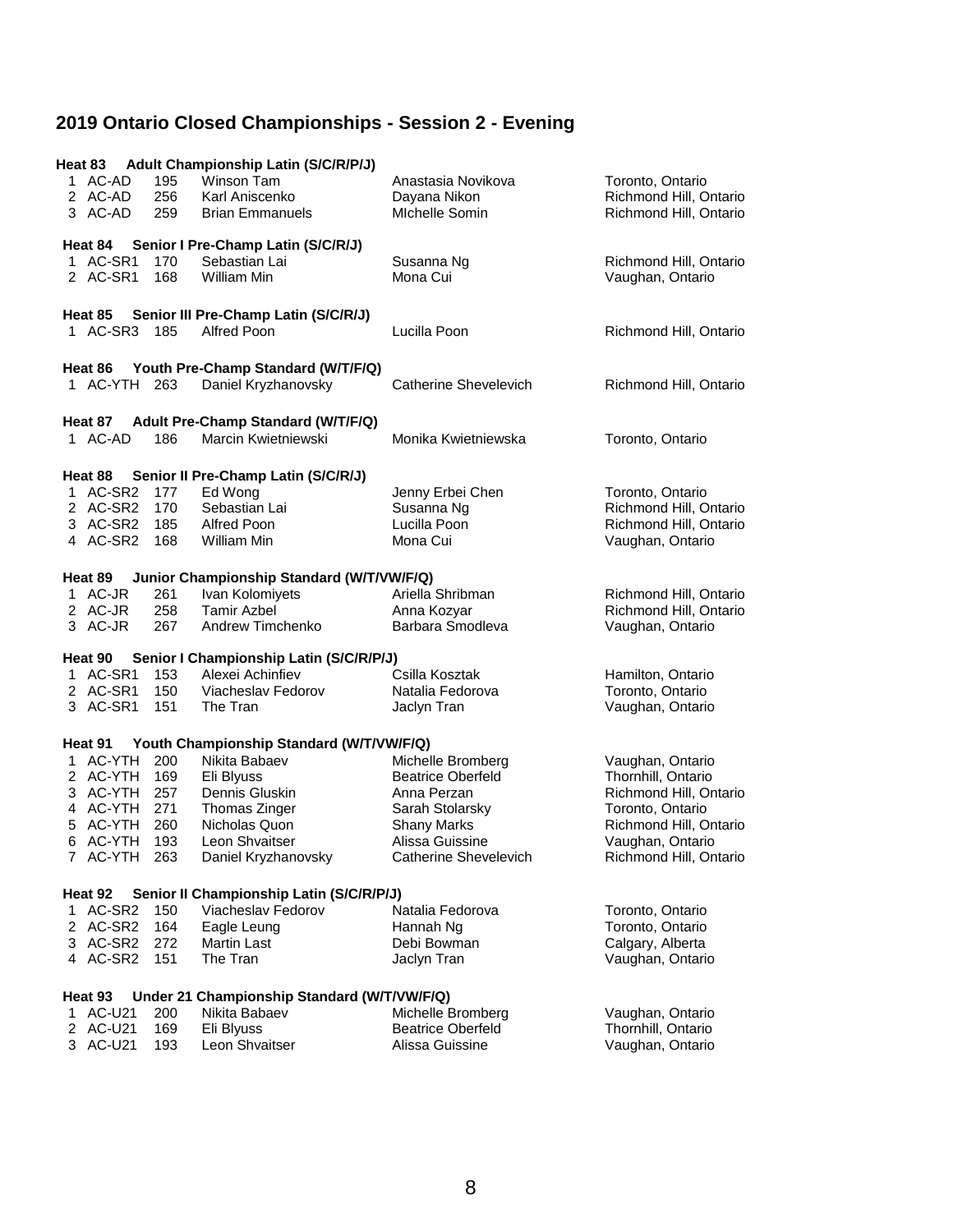# 2019 Ontario Closed Championships - Session 2 - Evening

**Heat 83 Adult Championship Latin (S/C/R/P/J)**

| | | | | | |
|---|---|---|---|---|---|
| 1 | AC-AD | 195 | Winson Tam | Anastasia Novikova | Toronto, Ontario |
| 2 | AC-AD | 256 | Karl Aniscenko | Dayana Nikon | Richmond Hill, Ontario |
| 3 | AC-AD | 259 | Brian Emmanuels | MIchelle Somin | Richmond Hill, Ontario |

**Heat 84 Senior I Pre-Champ Latin (S/C/R/J)**

| | | | | | |
|---|---|---|---|---|---|
| 1 | AC-SR1 | 170 | Sebastian Lai | Susanna Ng | Richmond Hill, Ontario |
| 2 | AC-SR1 | 168 | William Min | Mona Cui | Vaughan, Ontario |

**Heat 85 Senior III Pre-Champ Latin (S/C/R/J)**

| | | | | | |
|---|---|---|---|---|---|
| 1 | AC-SR3 | 185 | Alfred Poon | Lucilla Poon | Richmond Hill, Ontario |

**Heat 86 Youth Pre-Champ Standard (W/T/F/Q)**

| | | | | | |
|---|---|---|---|---|---|
| 1 | AC-YTH | 263 | Daniel Kryzhanovsky | Catherine Shevelevich | Richmond Hill, Ontario |

**Heat 87 Adult Pre-Champ Standard (W/T/F/Q)**

| | | | | | |
|---|---|---|---|---|---|
| 1 | AC-AD | 186 | Marcin Kwietniewski | Monika Kwietniewska | Toronto, Ontario |

**Heat 88 Senior II Pre-Champ Latin (S/C/R/J)**

| | | | | | |
|---|---|---|---|---|---|
| 1 | AC-SR2 | 177 | Ed Wong | Jenny Erbei Chen | Toronto, Ontario |
| 2 | AC-SR2 | 170 | Sebastian Lai | Susanna Ng | Richmond Hill, Ontario |
| 3 | AC-SR2 | 185 | Alfred Poon | Lucilla Poon | Richmond Hill, Ontario |
| 4 | AC-SR2 | 168 | William Min | Mona Cui | Vaughan, Ontario |

**Heat 89 Junior Championship Standard (W/T/VW/F/Q)**

| | | | | | |
|---|---|---|---|---|---|
| 1 | AC-JR | 261 | Ivan Kolomiyets | Ariella Shribman | Richmond Hill, Ontario |
| 2 | AC-JR | 258 | Tamir Azbel | Anna Kozyar | Richmond Hill, Ontario |
| 3 | AC-JR | 267 | Andrew Timchenko | Barbara Smodleva | Vaughan, Ontario |

**Heat 90 Senior I Championship Latin (S/C/R/P/J)**

| | | | | | |
|---|---|---|---|---|---|
| 1 | AC-SR1 | 153 | Alexei Achinfiev | Csilla Kosztak | Hamilton, Ontario |
| 2 | AC-SR1 | 150 | Viacheslav Fedorov | Natalia Fedorova | Toronto, Ontario |
| 3 | AC-SR1 | 151 | The Tran | Jaclyn Tran | Vaughan, Ontario |

**Heat 91 Youth Championship Standard (W/T/VW/F/Q)**

| | | | | | |
|---|---|---|---|---|---|
| 1 | AC-YTH | 200 | Nikita Babaev | Michelle Bromberg | Vaughan, Ontario |
| 2 | AC-YTH | 169 | Eli Blyuss | Beatrice Oberfeld | Thornhill, Ontario |
| 3 | AC-YTH | 257 | Dennis Gluskin | Anna Perzan | Richmond Hill, Ontario |
| 4 | AC-YTH | 271 | Thomas Zinger | Sarah Stolarsky | Toronto, Ontario |
| 5 | AC-YTH | 260 | Nicholas Quon | Shany Marks | Richmond Hill, Ontario |
| 6 | AC-YTH | 193 | Leon Shvaitser | Alissa Guissine | Vaughan, Ontario |
| 7 | AC-YTH | 263 | Daniel Kryzhanovsky | Catherine Shevelevich | Richmond Hill, Ontario |

**Heat 92 Senior II Championship Latin (S/C/R/P/J)**

| | | | | | |
|---|---|---|---|---|---|
| 1 | AC-SR2 | 150 | Viacheslav Fedorov | Natalia Fedorova | Toronto, Ontario |
| 2 | AC-SR2 | 164 | Eagle Leung | Hannah Ng | Toronto, Ontario |
| 3 | AC-SR2 | 272 | Martin Last | Debi Bowman | Calgary, Alberta |
| 4 | AC-SR2 | 151 | The Tran | Jaclyn Tran | Vaughan, Ontario |

**Heat 93 Under 21 Championship Standard (W/T/VW/F/Q)**

| | | | | | |
|---|---|---|---|---|---|
| 1 | AC-U21 | 200 | Nikita Babaev | Michelle Bromberg | Vaughan, Ontario |
| 2 | AC-U21 | 169 | Eli Blyuss | Beatrice Oberfeld | Thornhill, Ontario |
| 3 | AC-U21 | 193 | Leon Shvaitser | Alissa Guissine | Vaughan, Ontario |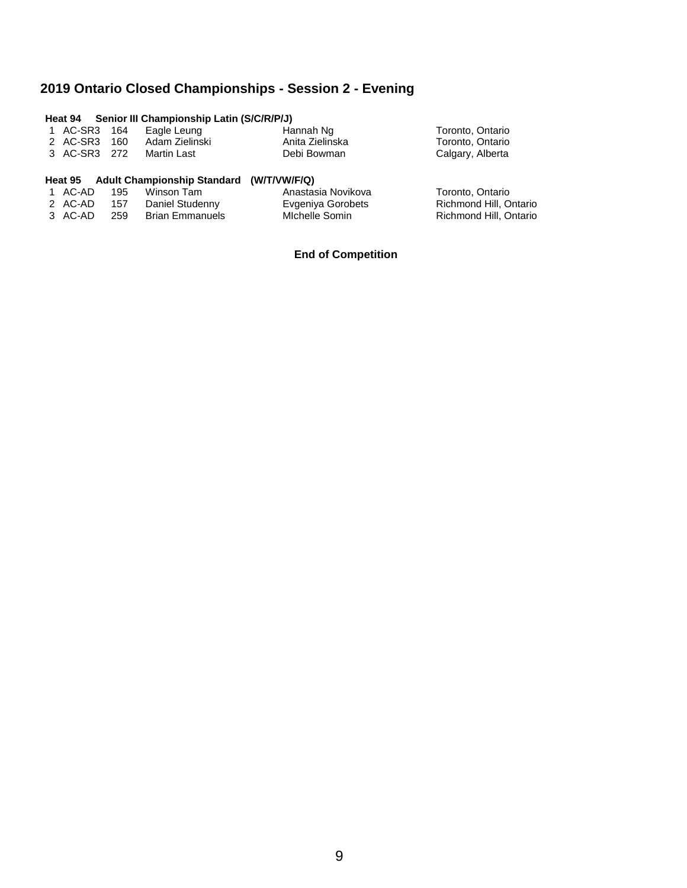# 2019 Ontario Closed Championships - Session 2 - Evening

**Heat 94 Senior III Championship Latin (S/C/R/P/J)**

| | | | | | |
|---|---|---|---|---|---|
| 1 | AC-SR3 | 164 | Eagle Leung | Hannah Ng | Toronto, Ontario |
| 2 | AC-SR3 | 160 | Adam Zielinski | Anita Zielinska | Toronto, Ontario |
| 3 | AC-SR3 | 272 | Martin Last | Debi Bowman | Calgary, Alberta |

**Heat 95 Adult Championship Standard (W/T/VW/F/Q)**

| | | | | | |
|---|---|---|---|---|---|
| 1 | AC-AD | 195 | Winson Tam | Anastasia Novikova | Toronto, Ontario |
| 2 | AC-AD | 157 | Daniel Studenny | Evgeniya Gorobets | Richmond Hill, Ontario |
| 3 | AC-AD | 259 | Brian Emmanuels | MIchelle Somin | Richmond Hill, Ontario |

**End of Competition**